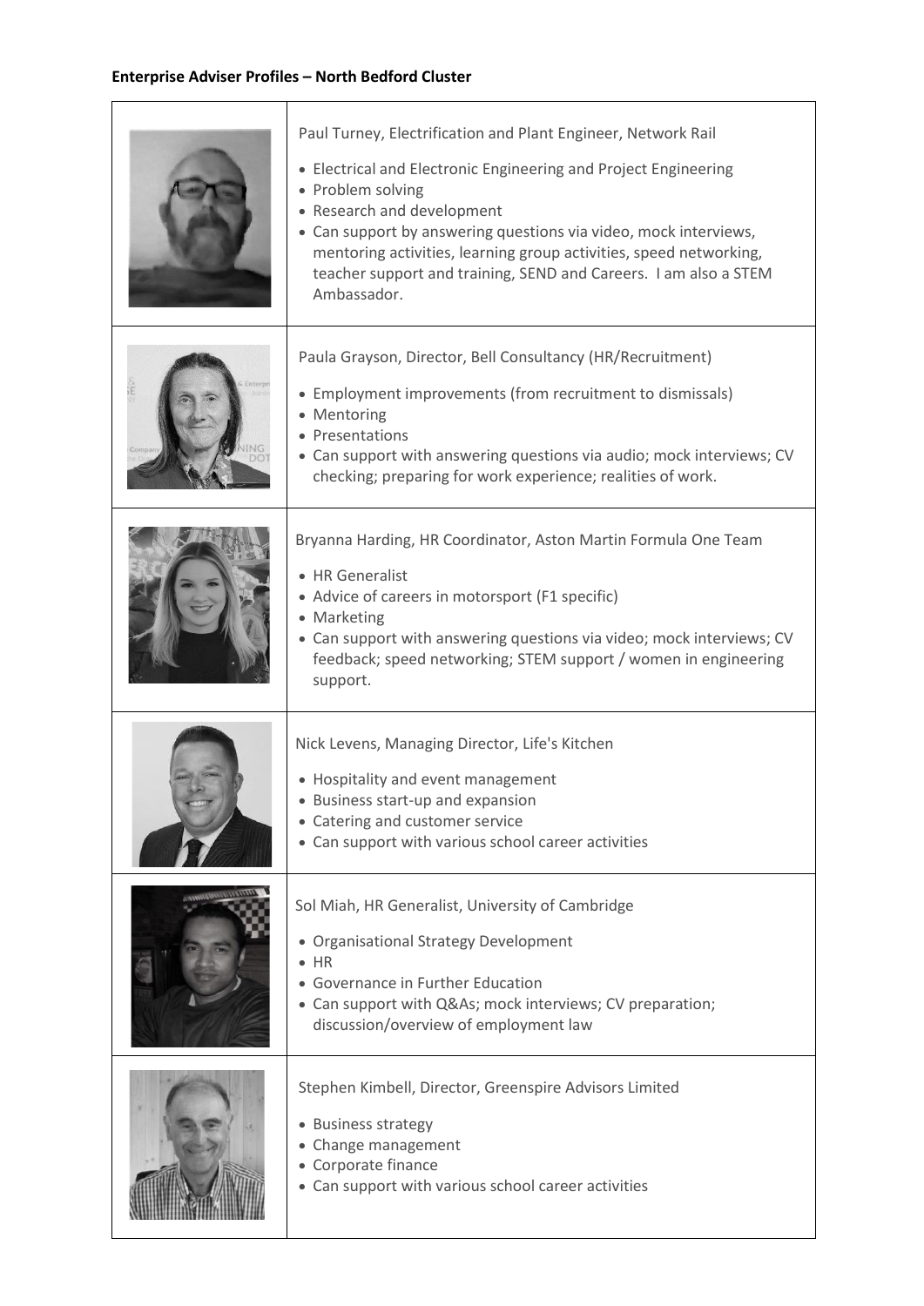**Enterprise Adviser Profiles – North Bedford Cluster**

Paul Turney, Electrification and Plant Engineer, Network Rail

- Electrical and Electronic Engineering and Project Engineering
- Problem solving
- Research and development
- Can support by answering questions via video, mock interviews, mentoring activities, learning group activities, speed networking, teacher support and training, SEND and Careers. I am also a STEM Ambassador.

Paula Grayson, Director, Bell Consultancy (HR/Recruitment)

- Employment improvements (from recruitment to dismissals)
- Mentoring
- Presentations
- Can support with answering questions via audio; mock interviews; CV checking; preparing for work experience; realities of work.

Bryanna Harding, HR Coordinator, Aston Martin Formula One Team

- HR Generalist
- Advice of careers in motorsport (F1 specific)
- Marketing
- Can support with answering questions via video; mock interviews; CV feedback; speed networking; STEM support / women in engineering support.

Nick Levens, Managing Director, Life's Kitchen

- Hospitality and event management
- Business start-up and expansion
- Catering and customer service
- Can support with various school career activities

Sol Miah, HR Generalist, University of Cambridge

- Organisational Strategy Development
- HR
- Governance in Further Education
- Can support with Q&As; mock interviews; CV preparation; discussion/overview of employment law

Stephen Kimbell, Director, Greenspire Advisors Limited

- Business strategy
- Change management
- Corporate finance
- Can support with various school career activities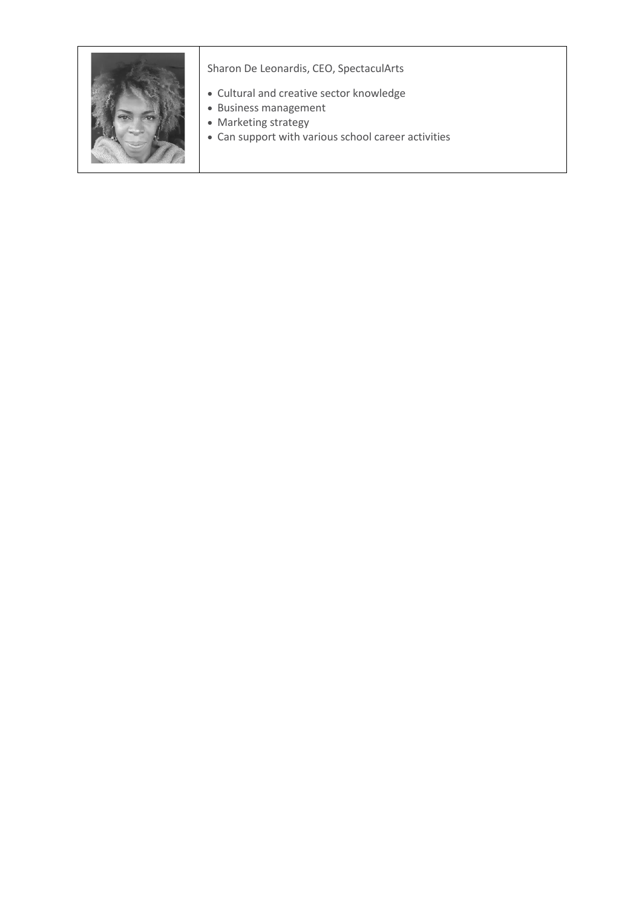Sharon De Leonardis, CEO, SpectaculArts

- Cultural and creative sector knowledge
- Business management
- Marketing strategy
- Can support with various school career activities